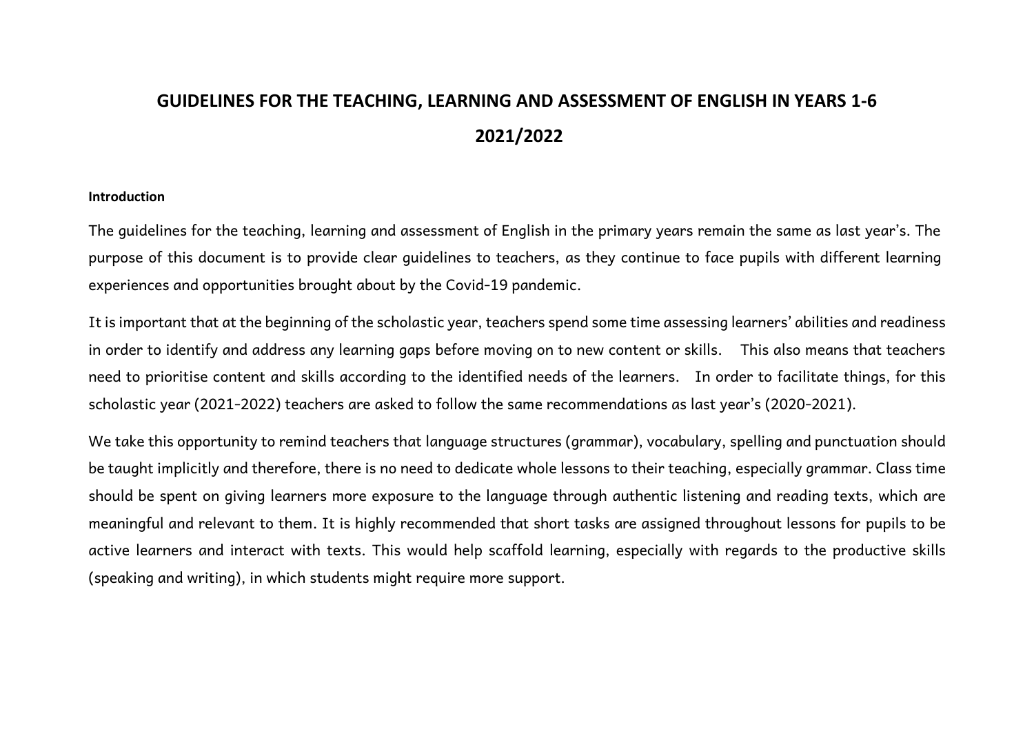# GUIDELINES FOR THE TEACHING, LEARNING AND ASSESSMENT OF ENGLISH IN YEARS 1-6

# 2021/2022

**Introduction**

The guidelines for the teaching, learning and assessment of English in the primary years remain the same as last year's. The purpose of this document is to provide clear guidelines to teachers, as they continue to face pupils with different learning experiences and opportunities brought about by the Covid-19 pandemic.

It is important that at the beginning of the scholastic year, teachers spend some time assessing learners' abilities and readiness in order to identify and address any learning gaps before moving on to new content or skills. This also means that teachers need to prioritise content and skills according to the identified needs of the learners. In order to facilitate things, for this scholastic year (2021-2022) teachers are asked to follow the same recommendations as last year's (2020-2021).

We take this opportunity to remind teachers that language structures (grammar), vocabulary, spelling and punctuation should be taught implicitly and therefore, there is no need to dedicate whole lessons to their teaching, especially grammar. Class time should be spent on giving learners more exposure to the language through authentic listening and reading texts, which are meaningful and relevant to them. It is highly recommended that short tasks are assigned throughout lessons for pupils to be active learners and interact with texts. This would help scaffold learning, especially with regards to the productive skills (speaking and writing), in which students might require more support.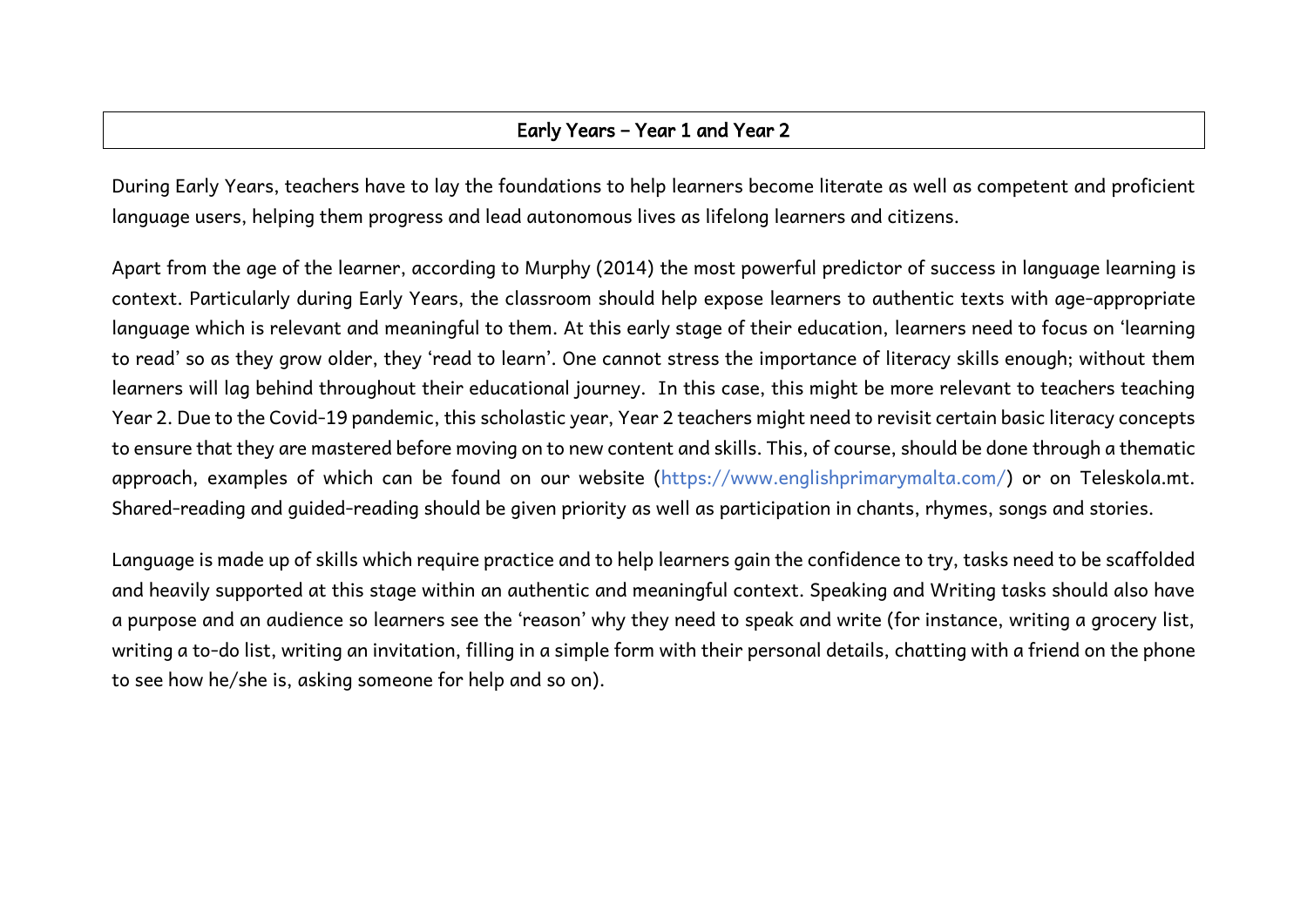## Early Years – Year 1 and Year 2

During Early Years, teachers have to lay the foundations to help learners become literate as well as competent and proficient language users, helping them progress and lead autonomous lives as lifelong learners and citizens.

Apart from the age of the learner, according to Murphy (2014) the most powerful predictor of success in language learning is context. Particularly during Early Years, the classroom should help expose learners to authentic texts with age-appropriate language which is relevant and meaningful to them. At this early stage of their education, learners need to focus on 'learning to read' so as they grow older, they 'read to learn'. One cannot stress the importance of literacy skills enough; without them learners will lag behind throughout their educational journey. In this case, this might be more relevant to teachers teaching Year 2. Due to the Covid-19 pandemic, this scholastic year, Year 2 teachers might need to revisit certain basic literacy concepts to ensure that they are mastered before moving on to new content and skills. This, of course, should be done through a thematic approach, examples of which can be found on our website (https://www.englishprimarymalta.com/) or on Teleskola.mt. Shared-reading and guided-reading should be given priority as well as participation in chants, rhymes, songs and stories.

Language is made up of skills which require practice and to help learners gain the confidence to try, tasks need to be scaffolded and heavily supported at this stage within an authentic and meaningful context. Speaking and Writing tasks should also have a purpose and an audience so learners see the 'reason' why they need to speak and write (for instance, writing a grocery list, writing a to-do list, writing an invitation, filling in a simple form with their personal details, chatting with a friend on the phone to see how he/she is, asking someone for help and so on).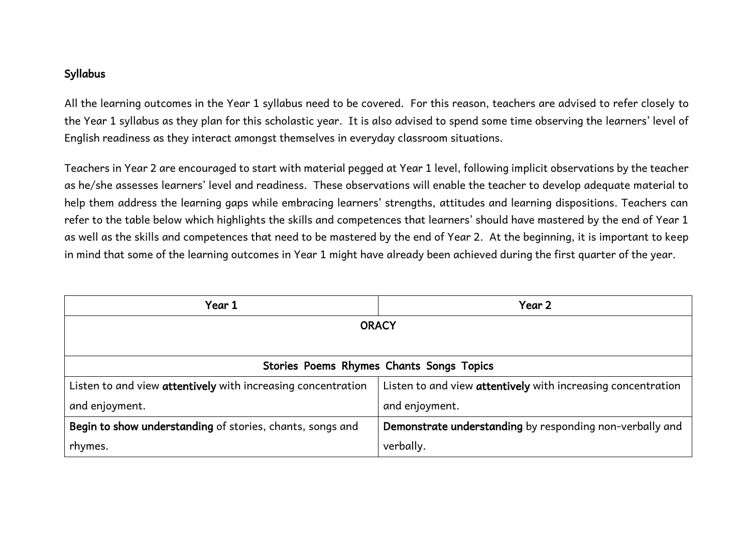## Syllabus

All the learning outcomes in the Year 1 syllabus need to be covered. For this reason, teachers are advised to refer closely to the Year 1 syllabus as they plan for this scholastic year. It is also advised to spend some time observing the learners' level of English readiness as they interact amongst themselves in everyday classroom situations.

Teachers in Year 2 are encouraged to start with material pegged at Year 1 level, following implicit observations by the teacher as he/she assesses learners' level and readiness. These observations will enable the teacher to develop adequate material to help them address the learning gaps while embracing learners' strengths, attitudes and learning dispositions. Teachers can refer to the table below which highlights the skills and competences that learners' should have mastered by the end of Year 1 as well as the skills and competences that need to be mastered by the end of Year 2. At the beginning, it is important to keep in mind that some of the learning outcomes in Year 1 might have already been achieved during the first quarter of the year.

| Year 1 | Year 2 |
|---|---|
| **ORACY** | |
| **Stories Poems Rhymes Chants Songs Topics** | |
| Listen to and view **attentively** with increasing concentration and enjoyment. | Listen to and view **attentively** with increasing concentration and enjoyment. |
| **Begin to show understanding** of stories, chants, songs and rhymes. | **Demonstrate understanding** by responding non-verbally and verbally. |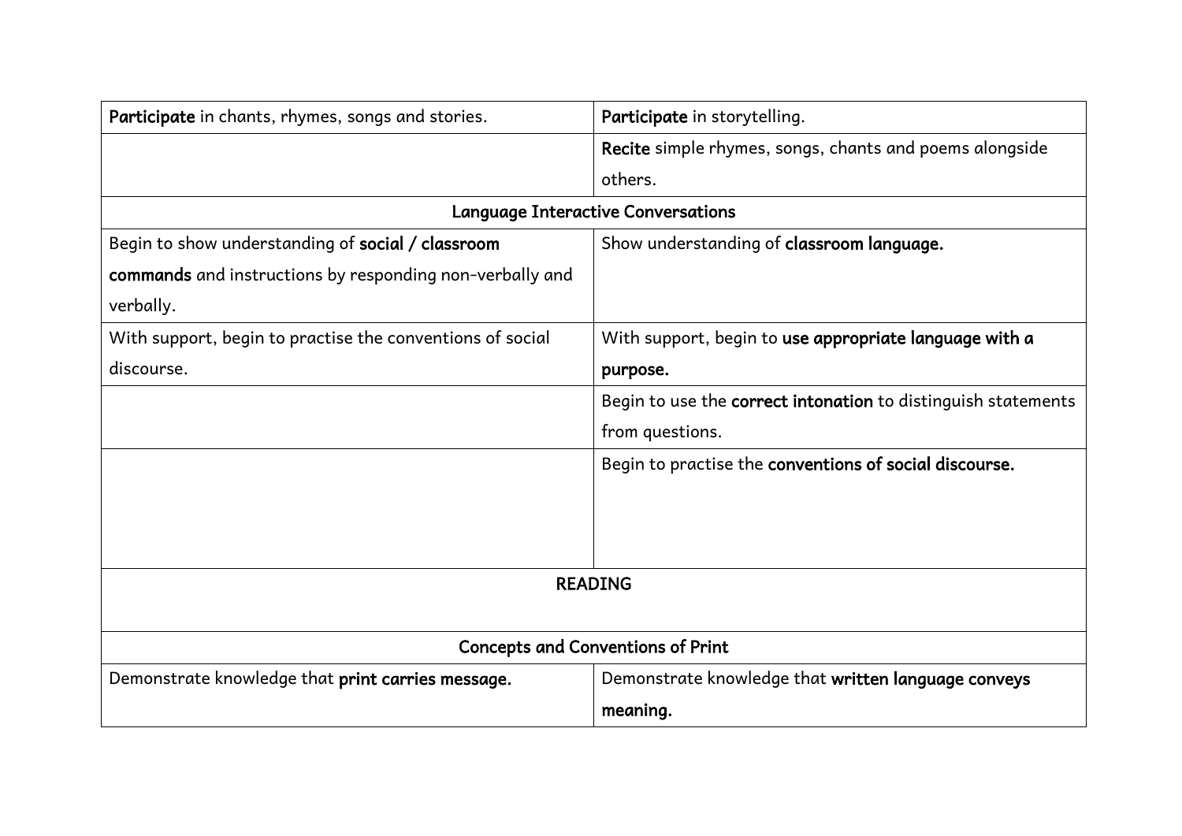| | |
|---|---|
| **Participate** in chants, rhymes, songs and stories. | **Participate** in storytelling. |
| | **Recite** simple rhymes, songs, chants and poems alongside others. |
| Language Interactive Conversations | |
| Begin to show understanding of **social / classroom commands** and instructions by responding non-verbally and verbally. | Show understanding of **classroom language.** |
| With support, begin to practise the conventions of social discourse. | With support, begin to **use appropriate language with a purpose.** |
| | Begin to use the **correct intonation** to distinguish statements from questions. |
| | Begin to practise the **conventions of social discourse.** |
| READING | |
| Concepts and Conventions of Print | |
| Demonstrate knowledge that **print carries message.** | Demonstrate knowledge that **written language conveys meaning.** |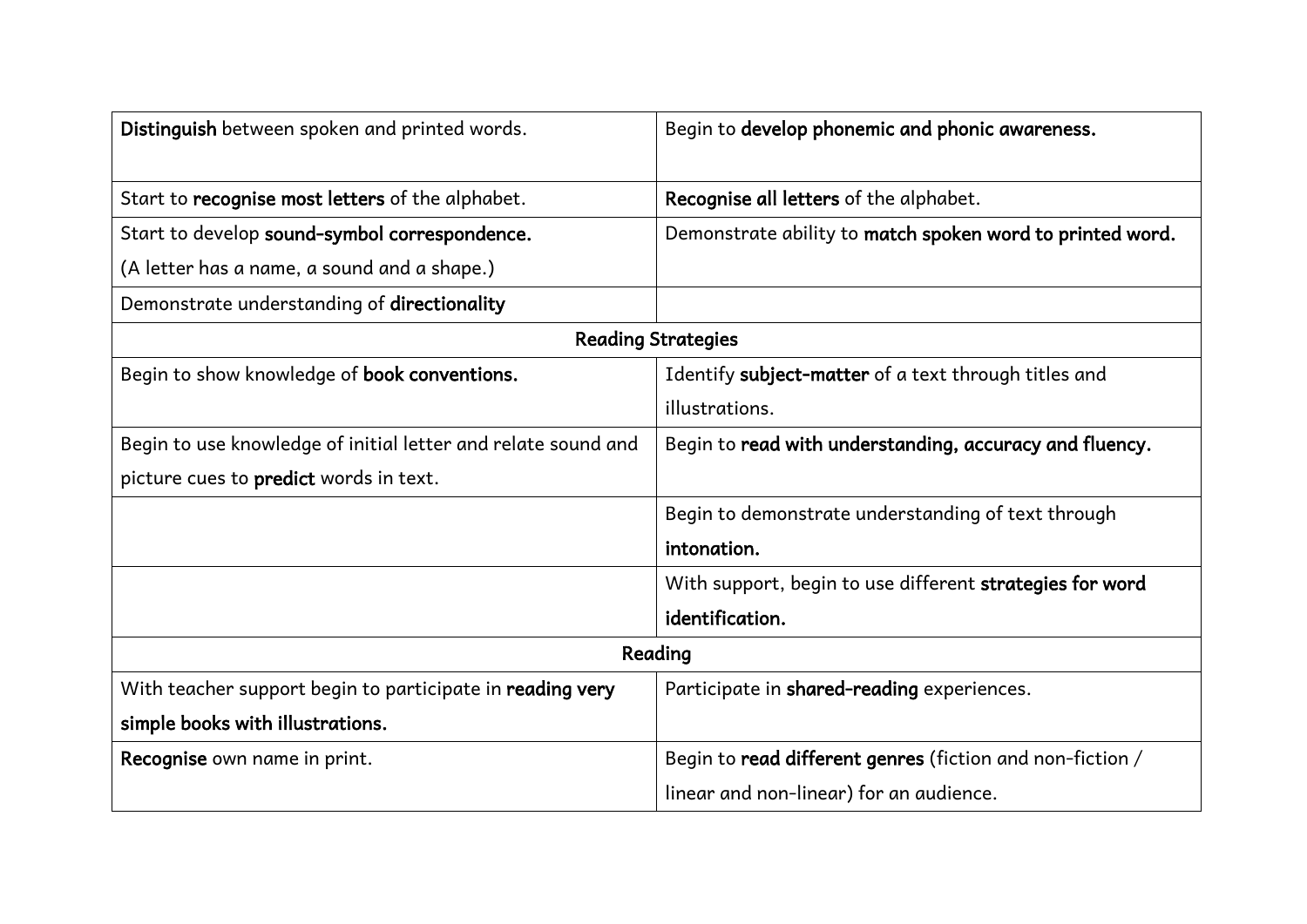| **Distinguish** between spoken and printed words. | Begin to **develop phonemic and phonic awareness.** |
|---|---|
| Start to **recognise most letters** of the alphabet. | **Recognise all letters** of the alphabet. |
| Start to develop **sound-symbol correspondence.** (A letter has a name, a sound and a shape.) | Demonstrate ability to **match spoken word to printed word.** |
| Demonstrate understanding of **directionality** | |
| Reading Strategies | |
| Begin to show knowledge of **book conventions.** | Identify **subject-matter** of a text through titles and illustrations. |
| Begin to use knowledge of initial letter and relate sound and picture cues to **predict** words in text. | Begin to **read with understanding, accuracy and fluency.** |
| | Begin to demonstrate understanding of text through **intonation.** |
| | With support, begin to use different **strategies for word identification.** |
| Reading | |
| With teacher support begin to participate in **reading very simple books with illustrations.** | Participate in **shared-reading** experiences. |
| **Recognise** own name in print. | Begin to **read different genres** (fiction and non-fiction / linear and non-linear) for an audience. |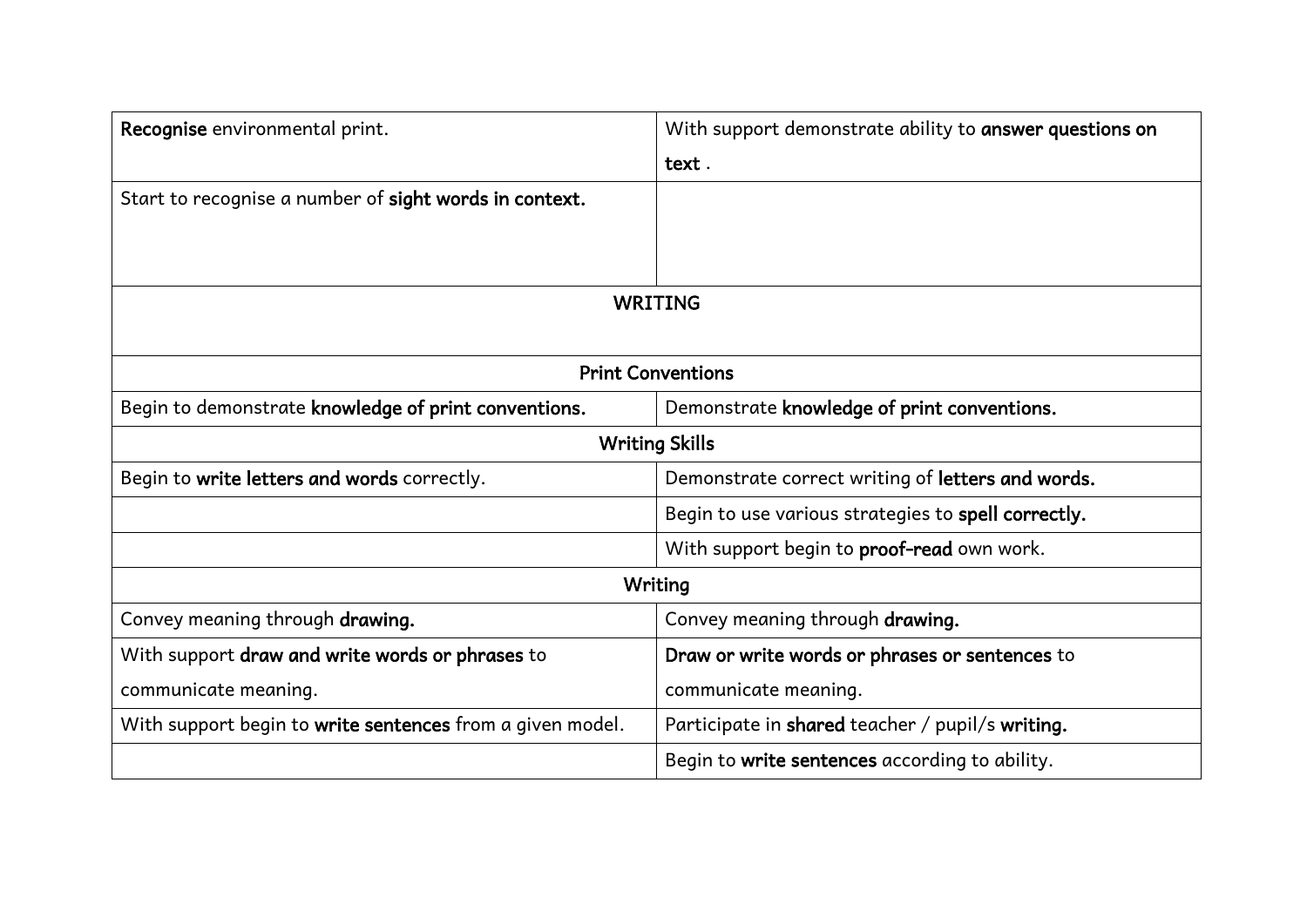| | |
|---|---|
| **Recognise** environmental print. | With support demonstrate ability to **answer questions on text** . |
| Start to recognise a number of **sight words in context.** | |
| WRITING | |
| **Print Conventions** | |
| Begin to demonstrate **knowledge of print conventions.** | Demonstrate **knowledge of print conventions.** |
| **Writing Skills** | |
| Begin to **write letters and words** correctly. | Demonstrate correct writing of **letters and words.** |
| | Begin to use various strategies to **spell correctly.** |
| | With support begin to **proof-read** own work. |
| Writing | |
| Convey meaning through **drawing.** | Convey meaning through **drawing.** |
| With support **draw and write words or phrases** to communicate meaning. | **Draw or write words or phrases or sentences** to communicate meaning. |
| With support begin to **write sentences** from a given model. | Participate in **shared** teacher / pupil/s **writing.** |
| | Begin to **write sentences** according to ability. |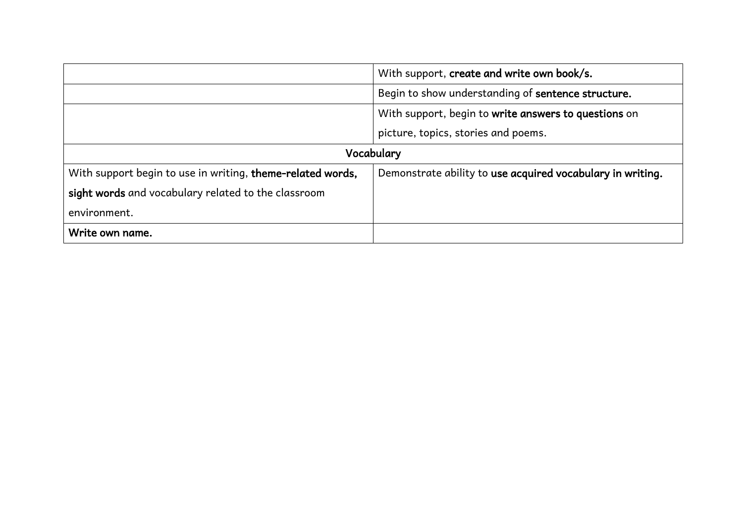| | |
|---|---|
| | With support, **create and write own book/s.** |
| | Begin to show understanding of **sentence structure.** |
| | With support, begin to **write answers to questions** on picture, topics, stories and poems. |
| Vocabulary | |
| With support begin to use in writing, **theme-related words, sight words** and vocabulary related to the classroom environment. | Demonstrate ability to **use acquired vocabulary in writing.** |
| **Write own name.** | |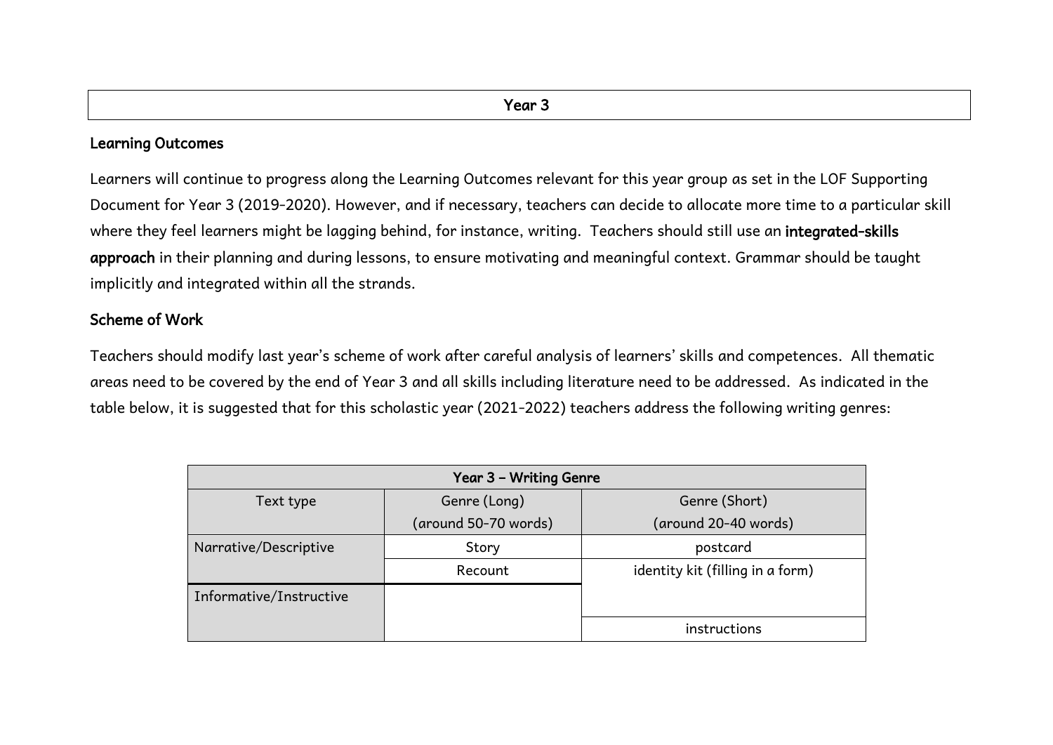# Year 3

## Learning Outcomes

Learners will continue to progress along the Learning Outcomes relevant for this year group as set in the LOF Supporting Document for Year 3 (2019-2020). However, and if necessary, teachers can decide to allocate more time to a particular skill where they feel learners might be lagging behind, for instance, writing. Teachers should still use an **integrated-skills approach** in their planning and during lessons, to ensure motivating and meaningful context. Grammar should be taught implicitly and integrated within all the strands.

## Scheme of Work

Teachers should modify last year's scheme of work after careful analysis of learners' skills and competences. All thematic areas need to be covered by the end of Year 3 and all skills including literature need to be addressed. As indicated in the table below, it is suggested that for this scholastic year (2021-2022) teachers address the following writing genres:

| Year 3 – Writing Genre | | |
|---|---|---|
| Text type | Genre (Long) (around 50-70 words) | Genre (Short) (around 20-40 words) |
| Narrative/Descriptive | Story | postcard |
| | Recount | identity kit (filling in a form) |
| Informative/Instructive | | |
| | | instructions |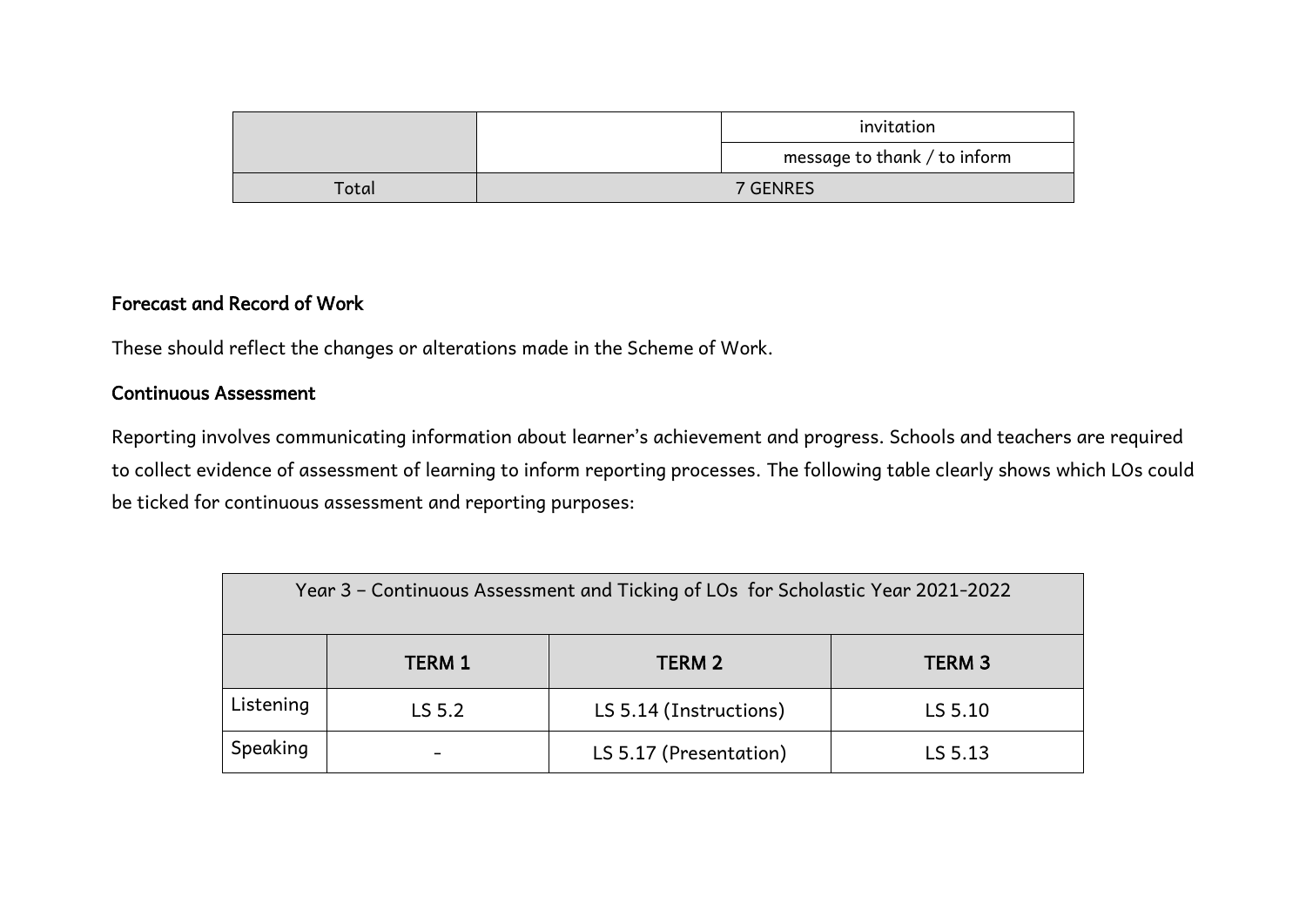| | | invitation |
|---|---|---|
| | | message to thank / to inform |
| Total | 7 GENRES | |

### Forecast and Record of Work

These should reflect the changes or alterations made in the Scheme of Work.

### Continuous Assessment

Reporting involves communicating information about learner's achievement and progress. Schools and teachers are required to collect evidence of assessment of learning to inform reporting processes. The following table clearly shows which LOs could be ticked for continuous assessment and reporting purposes:

| Year 3 – Continuous Assessment and Ticking of LOs for Scholastic Year 2021-2022 | | | |
|---|---|---|---|
| | **TERM 1** | **TERM 2** | **TERM 3** |
| Listening | LS 5.2 | LS 5.14 (Instructions) | LS 5.10 |
| Speaking | - | LS 5.17 (Presentation) | LS 5.13 |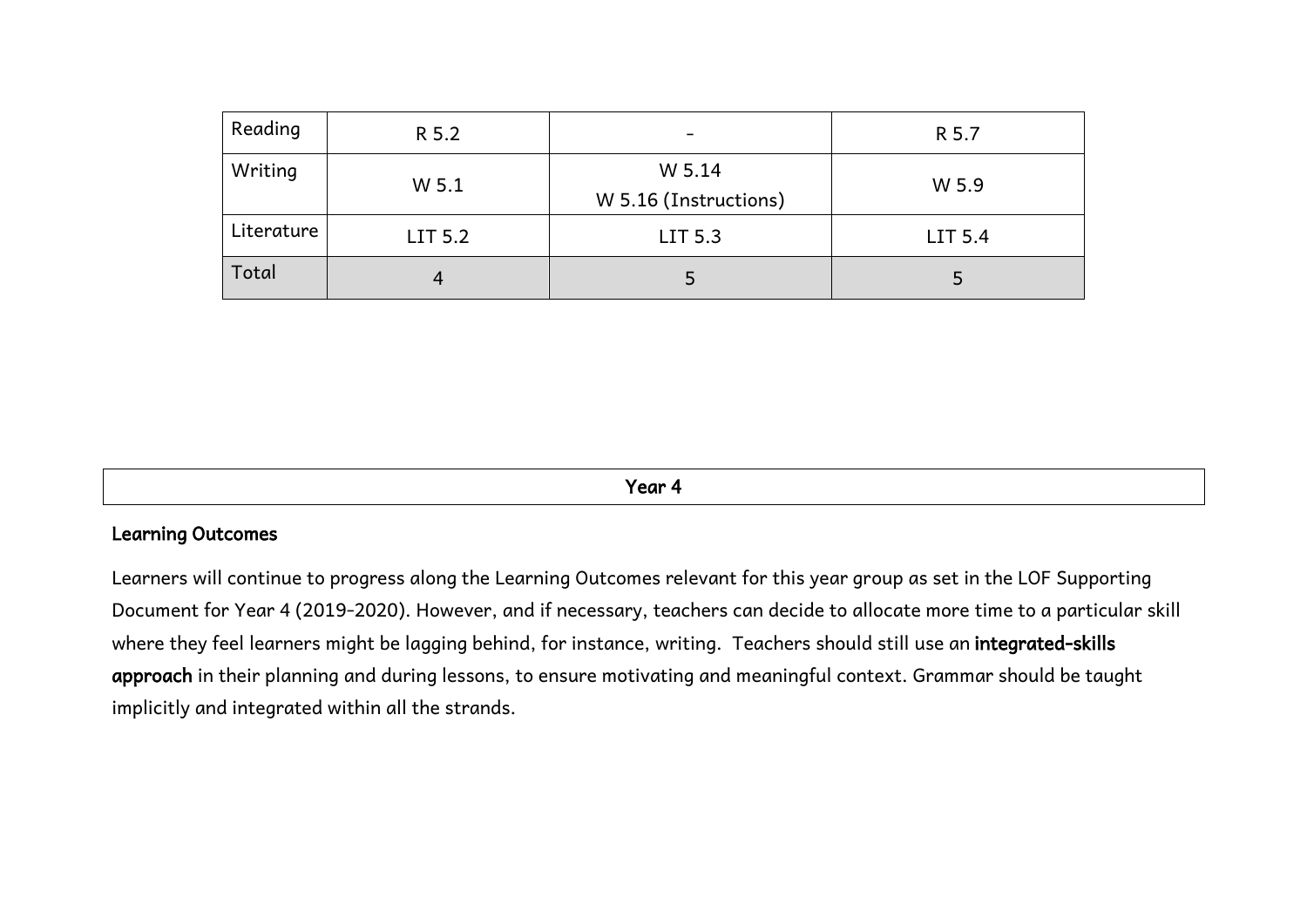| Reading | R 5.2 | - | R 5.7 |
|---|---|---|---|
| Writing | W 5.1 | W 5.14<br>W 5.16 (Instructions) | W 5.9 |
| Literature | LIT 5.2 | LIT 5.3 | LIT 5.4 |
| Total | 4 | 5 | 5 |

## Year 4

**Learning Outcomes**

Learners will continue to progress along the Learning Outcomes relevant for this year group as set in the LOF Supporting Document for Year 4 (2019-2020). However, and if necessary, teachers can decide to allocate more time to a particular skill where they feel learners might be lagging behind, for instance, writing. Teachers should still use an **integrated-skills approach** in their planning and during lessons, to ensure motivating and meaningful context. Grammar should be taught implicitly and integrated within all the strands.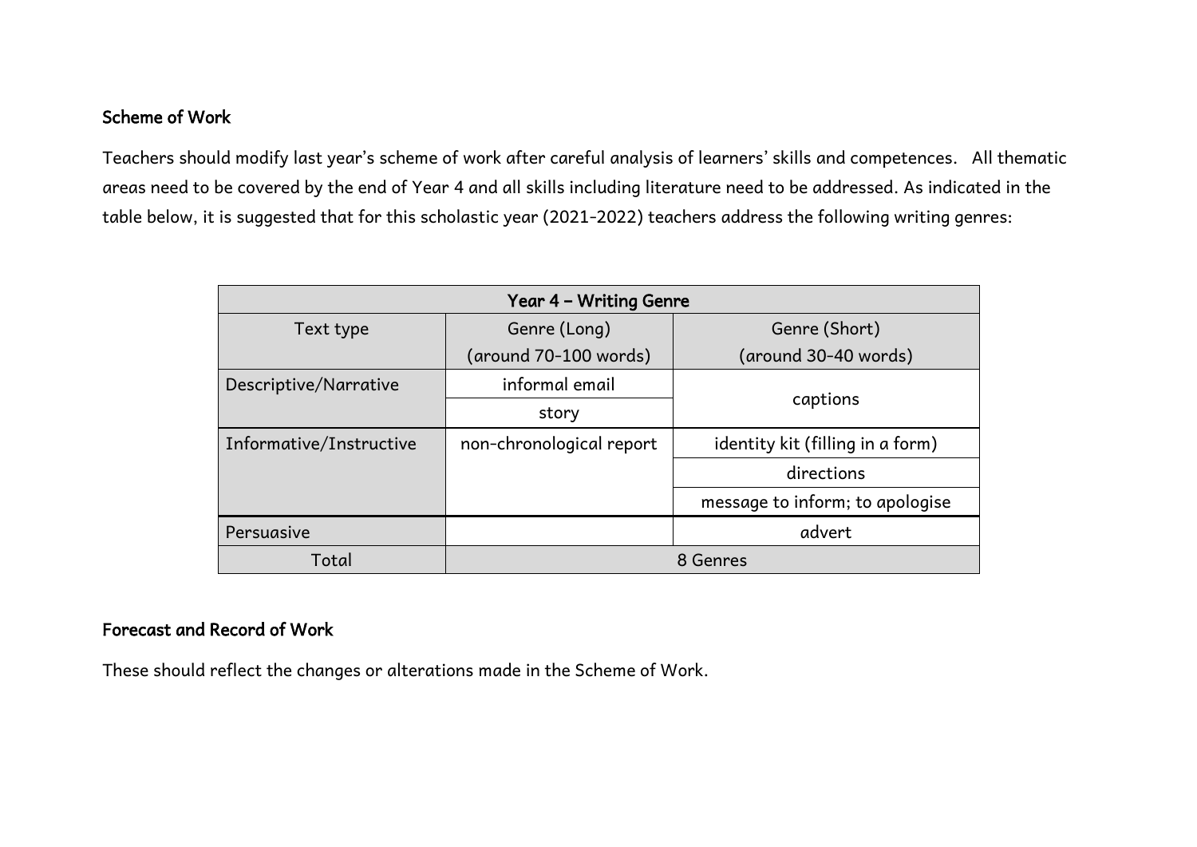**Scheme of Work**

Teachers should modify last year's scheme of work after careful analysis of learners' skills and competences. All thematic areas need to be covered by the end of Year 4 and all skills including literature need to be addressed. As indicated in the table below, it is suggested that for this scholastic year (2021-2022) teachers address the following writing genres:

| Year 4 – Writing Genre | | |
|---|---|---|
| Text type | Genre (Long) (around 70-100 words) | Genre (Short) (around 30-40 words) |
| Descriptive/Narrative | informal email | captions |
| | story | |
| Informative/Instructive | non-chronological report | identity kit (filling in a form) |
| | | directions |
| | | message to inform; to apologise |
| Persuasive | | advert |
| Total | 8 Genres | |

**Forecast and Record of Work**

These should reflect the changes or alterations made in the Scheme of Work.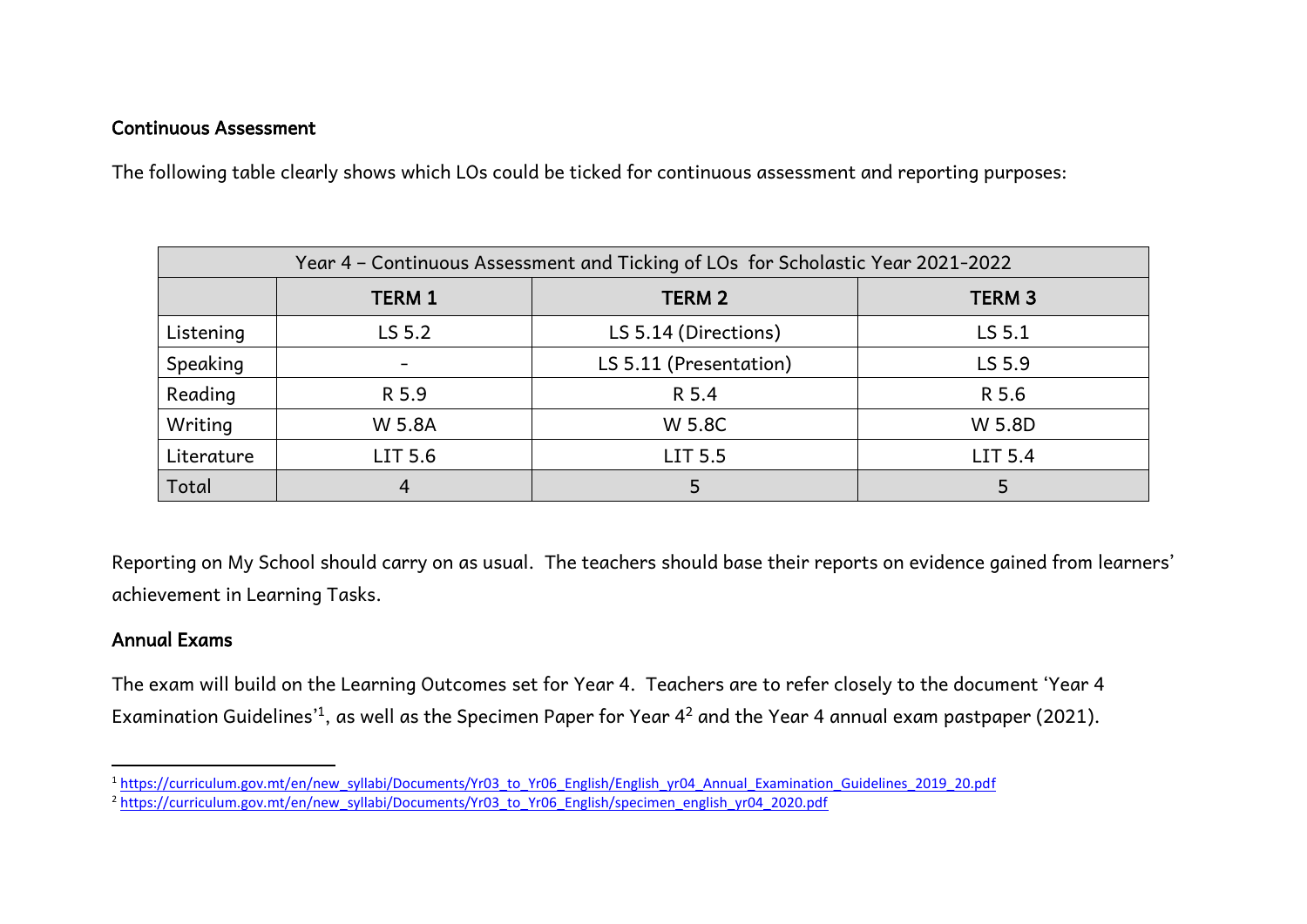**Continuous Assessment**

The following table clearly shows which LOs could be ticked for continuous assessment and reporting purposes:

| Year 4 – Continuous Assessment and Ticking of LOs for Scholastic Year 2021-2022 | | | |
|---|---|---|---|
| | **TERM 1** | **TERM 2** | **TERM 3** |
| Listening | LS 5.2 | LS 5.14 (Directions) | LS 5.1 |
| Speaking | - | LS 5.11 (Presentation) | LS 5.9 |
| Reading | R 5.9 | R 5.4 | R 5.6 |
| Writing | W 5.8A | W 5.8C | W 5.8D |
| Literature | LIT 5.6 | LIT 5.5 | LIT 5.4 |
| Total | 4 | 5 | 5 |

Reporting on My School should carry on as usual. The teachers should base their reports on evidence gained from learners' achievement in Learning Tasks.

**Annual Exams**

The exam will build on the Learning Outcomes set for Year 4. Teachers are to refer closely to the document 'Year 4 Examination Guidelines'[1], as well as the Specimen Paper for Year 4[2] and the Year 4 annual exam pastpaper (2021).

[1] https://curriculum.gov.mt/en/new_syllabi/Documents/Yr03_to_Yr06_English/English_yr04_Annual_Examination_Guidelines_2019_20.pdf

[2] https://curriculum.gov.mt/en/new_syllabi/Documents/Yr03_to_Yr06_English/specimen_english_yr04_2020.pdf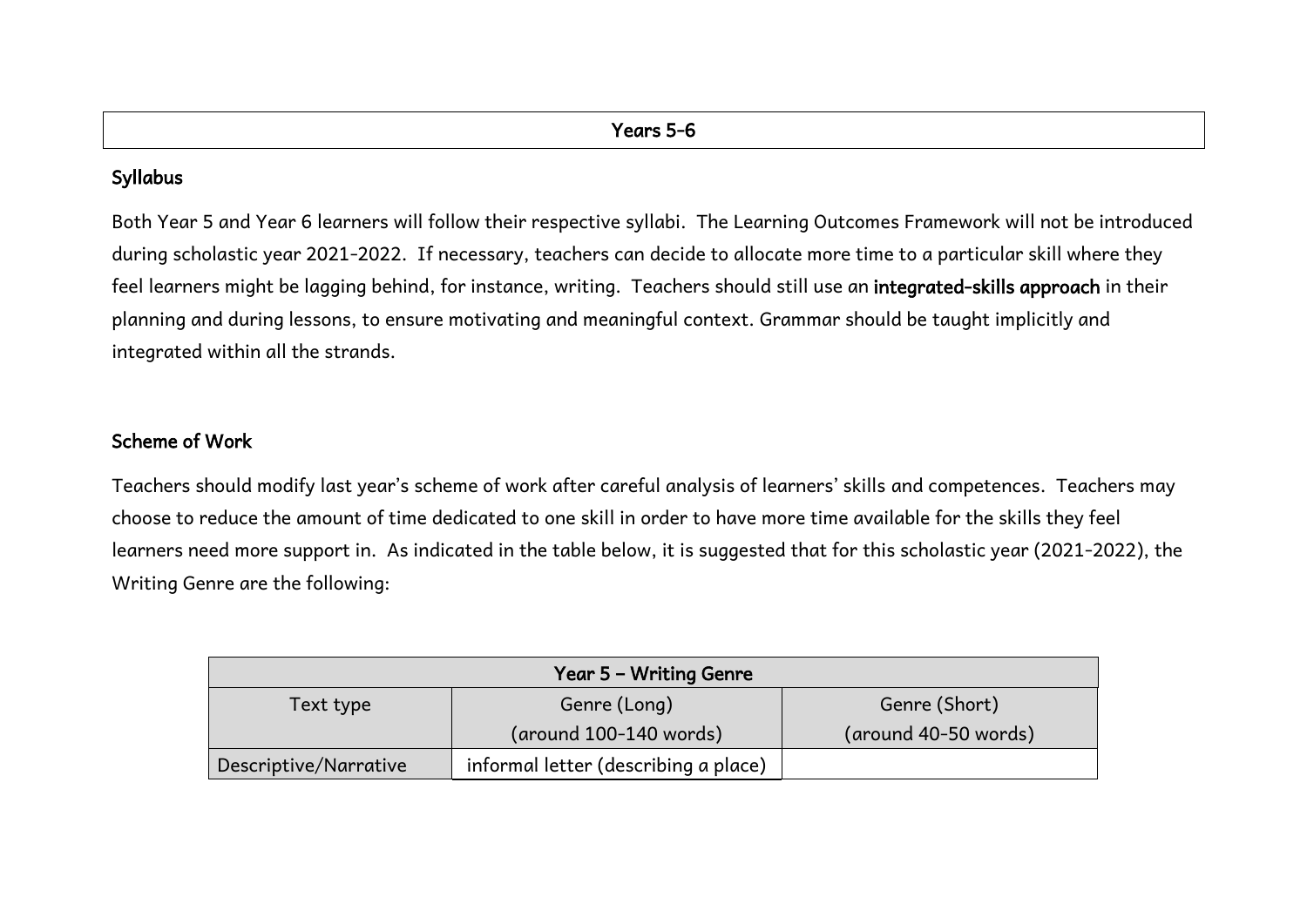## Years 5-6

### Syllabus

Both Year 5 and Year 6 learners will follow their respective syllabi. The Learning Outcomes Framework will not be introduced during scholastic year 2021-2022. If necessary, teachers can decide to allocate more time to a particular skill where they feel learners might be lagging behind, for instance, writing. Teachers should still use an **integrated-skills approach** in their planning and during lessons, to ensure motivating and meaningful context. Grammar should be taught implicitly and integrated within all the strands.

### Scheme of Work

Teachers should modify last year's scheme of work after careful analysis of learners' skills and competences. Teachers may choose to reduce the amount of time dedicated to one skill in order to have more time available for the skills they feel learners need more support in. As indicated in the table below, it is suggested that for this scholastic year (2021-2022), the Writing Genre are the following:

| Year 5 – Writing Genre | | |
|---|---|---|
| Text type | Genre (Long) (around 100-140 words) | Genre (Short) (around 40-50 words) |
| Descriptive/Narrative | informal letter (describing a place) | |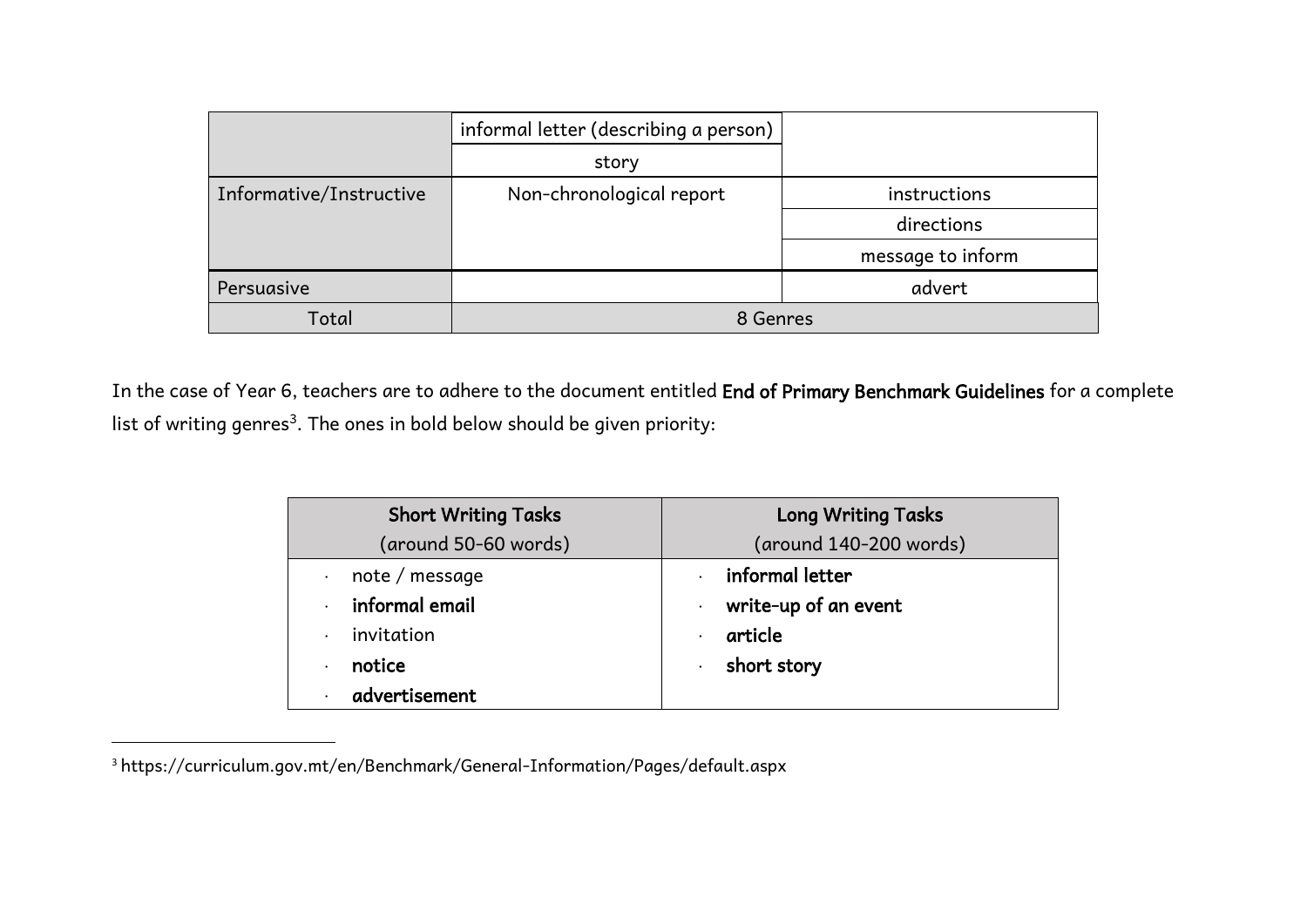| | | |
|---|---|---|
| | informal letter (describing a person) | |
| | story | |
| Informative/Instructive | Non-chronological report | instructions |
| | | directions |
| | | message to inform |
| Persuasive | | advert |
| Total | 8 Genres | |

In the case of Year 6, teachers are to adhere to the document entitled **End of Primary Benchmark Guidelines** for a complete list of writing genres[3]. The ones in bold below should be given priority:

| **Short Writing Tasks** (around 50-60 words) | **Long Writing Tasks** (around 140-200 words) |
|---|---|
| · note / message | · **informal letter** |
| · **informal email** | · **write-up of an event** |
| · invitation | · **article** |
| · **notice** | · **short story** |
| · **advertisement** | |

[3] https://curriculum.gov.mt/en/Benchmark/General-Information/Pages/default.aspx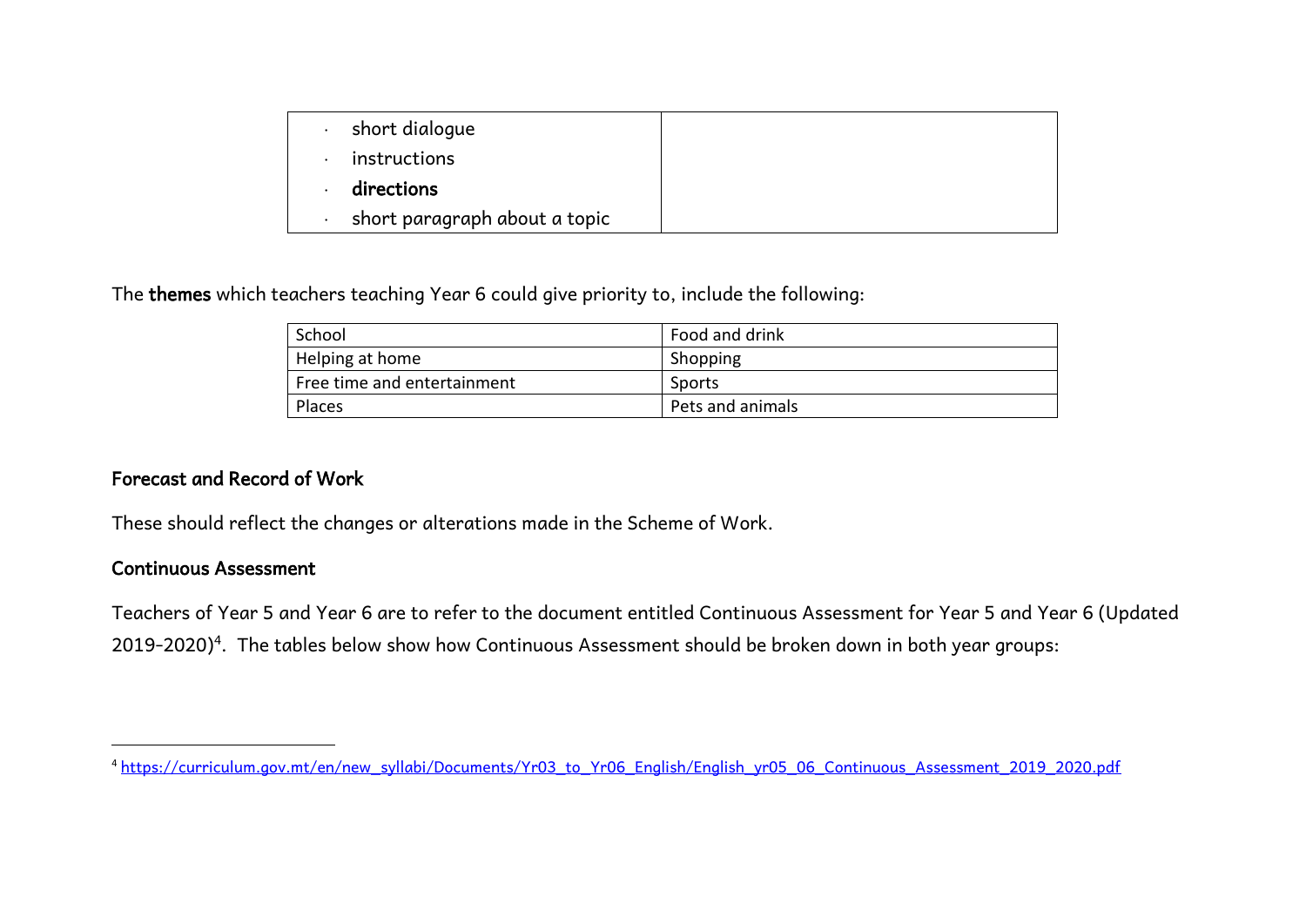| | |
|---|---|
| · short dialogue<br>· instructions<br>· **directions**<br>· short paragraph about a topic | |

The **themes** which teachers teaching Year 6 could give priority to, include the following:

| | |
|---|---|
| School | Food and drink |
| Helping at home | Shopping |
| Free time and entertainment | Sports |
| Places | Pets and animals |

### Forecast and Record of Work

These should reflect the changes or alterations made in the Scheme of Work.

### Continuous Assessment

Teachers of Year 5 and Year 6 are to refer to the document entitled Continuous Assessment for Year 5 and Year 6 (Updated 2019-2020)[4]. The tables below show how Continuous Assessment should be broken down in both year groups:

---

[4] https://curriculum.gov.mt/en/new_syllabi/Documents/Yr03_to_Yr06_English/English_yr05_06_Continuous_Assessment_2019_2020.pdf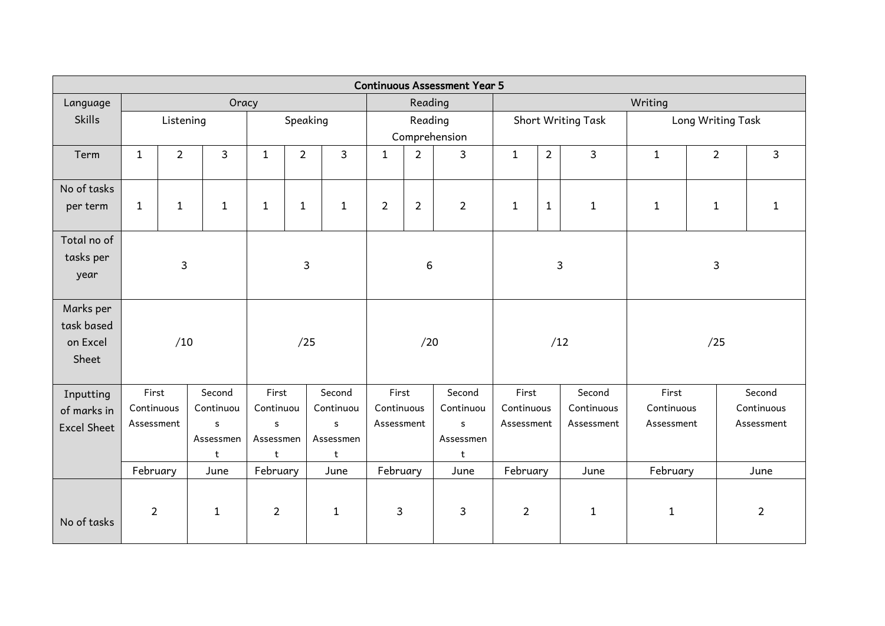| Continuous Assessment Year 5 | | | | | | | | | | | | | | | |
|---|---|---|---|---|---|---|---|---|---|---|---|---|---|---|---|
| Language Skills | Oracy | | | | | | Reading | | | Writing | | | | | |
| | Listening | | | Speaking | | | Reading Comprehension | | | Short Writing Task | | | Long Writing Task | | |
| Term | 1 | 2 | 3 | 1 | 2 | 3 | 1 | 2 | 3 | 1 | 2 | 3 | 1 | 2 | 3 |
| No of tasks per term | 1 | 1 | 1 | 1 | 1 | 1 | 2 | 2 | 2 | 1 | 1 | 1 | 1 | 1 | 1 |
| Total no of tasks per year | 3 | | | 3 | | | 6 | | | 3 | | | 3 | | |
| Marks per task based on Excel Sheet | /10 | | | /25 | | | /20 | | | /12 | | | /25 | | |
| Inputting of marks in Excel Sheet | First Continuous Assessment | | Second Continuous Assessment | First Continuous Assessment | | Second Continuous Assessment | First Continuous Assessment | | Second Continuous Assessment | First Continuous Assessment | | Second Continuous Assessment | First Continuous Assessment | | Second Continuous Assessment |
| | February | | June | February | | June | February | | June | February | | June | February | | June |
| No of tasks | 2 | | 1 | 2 | | 1 | 3 | | 3 | 2 | | 1 | 1 | | 2 |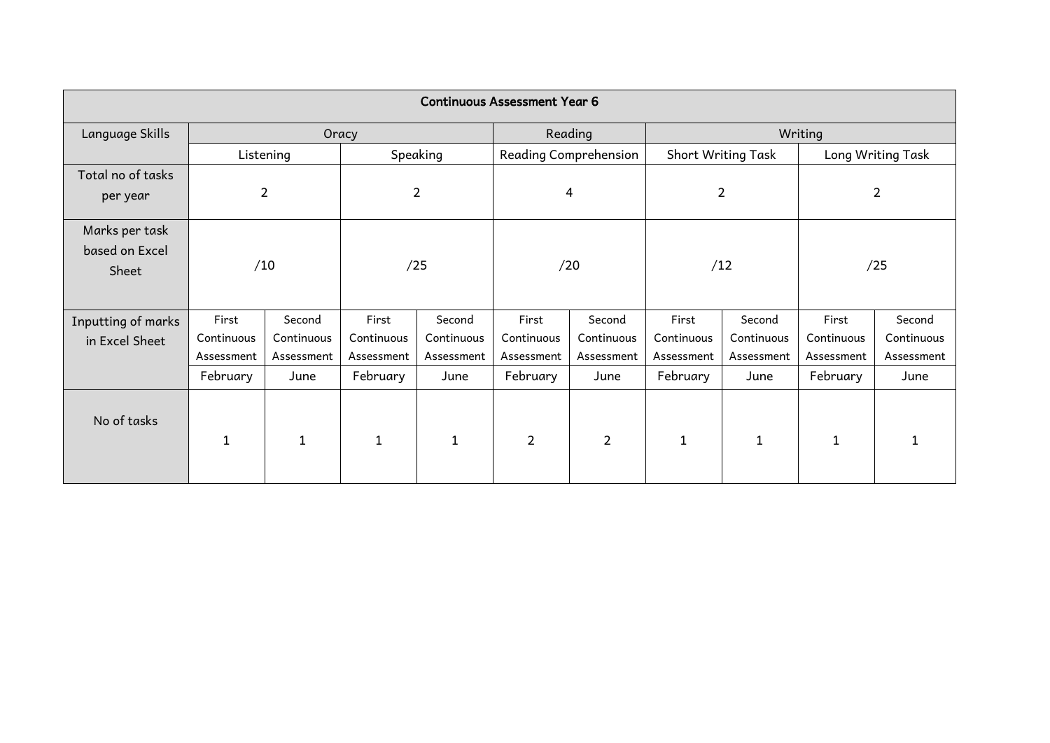| Continuous Assessment Year 6 | | | | | | | | | | |
|---|---|---|---|---|---|---|---|---|---|---|
| Language Skills | Oracy | | | | Reading | | Writing | | | |
| | Listening | | Speaking | | Reading Comprehension | | Short Writing Task | | Long Writing Task | |
| Total no of tasks per year | 2 | | 2 | | 4 | | 2 | | 2 | |
| Marks per task based on Excel Sheet | /10 | | /25 | | /20 | | /12 | | /25 | |
| Inputting of marks in Excel Sheet | First Continuous Assessment | Second Continuous Assessment | First Continuous Assessment | Second Continuous Assessment | First Continuous Assessment | Second Continuous Assessment | First Continuous Assessment | Second Continuous Assessment | First Continuous Assessment | Second Continuous Assessment |
| | February | June | February | June | February | June | February | June | February | June |
| No of tasks | 1 | 1 | 1 | 1 | 2 | 2 | 1 | 1 | 1 | 1 |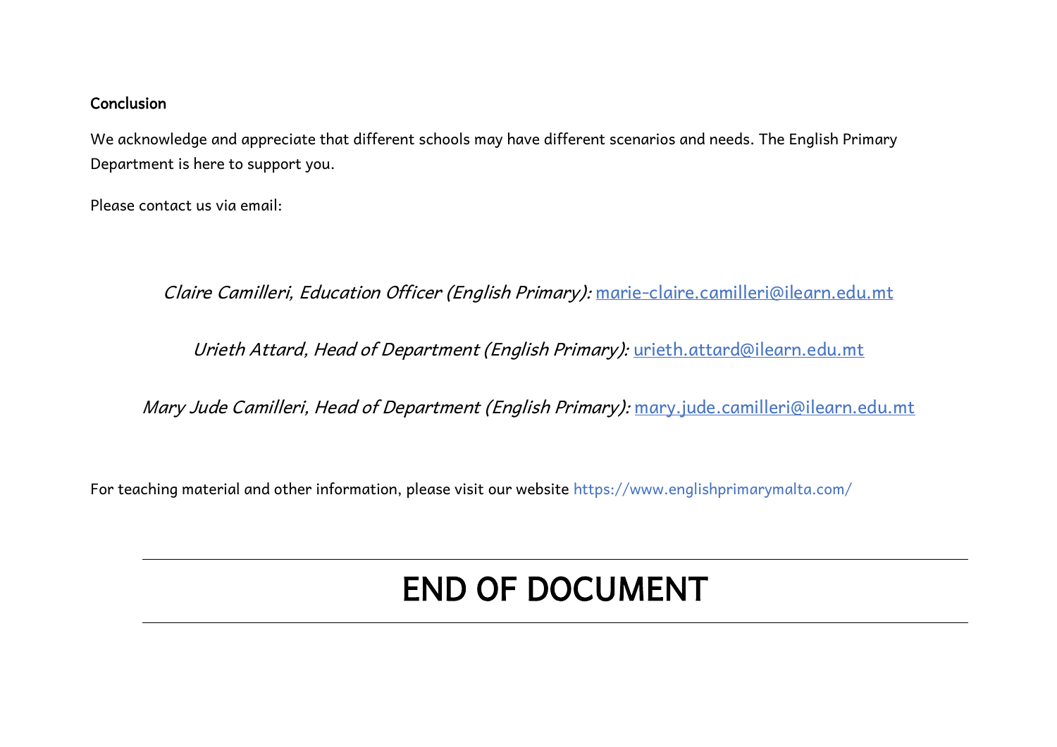**Conclusion**

We acknowledge and appreciate that different schools may have different scenarios and needs. The English Primary Department is here to support you.

Please contact us via email:

*Claire Camilleri, Education Officer (English Primary):* marie-claire.camilleri@ilearn.edu.mt

*Urieth Attard, Head of Department (English Primary):* urieth.attard@ilearn.edu.mt

*Mary Jude Camilleri, Head of Department (English Primary):* mary.jude.camilleri@ilearn.edu.mt

For teaching material and other information, please visit our website https://www.englishprimarymalta.com/

---

# END OF DOCUMENT

---